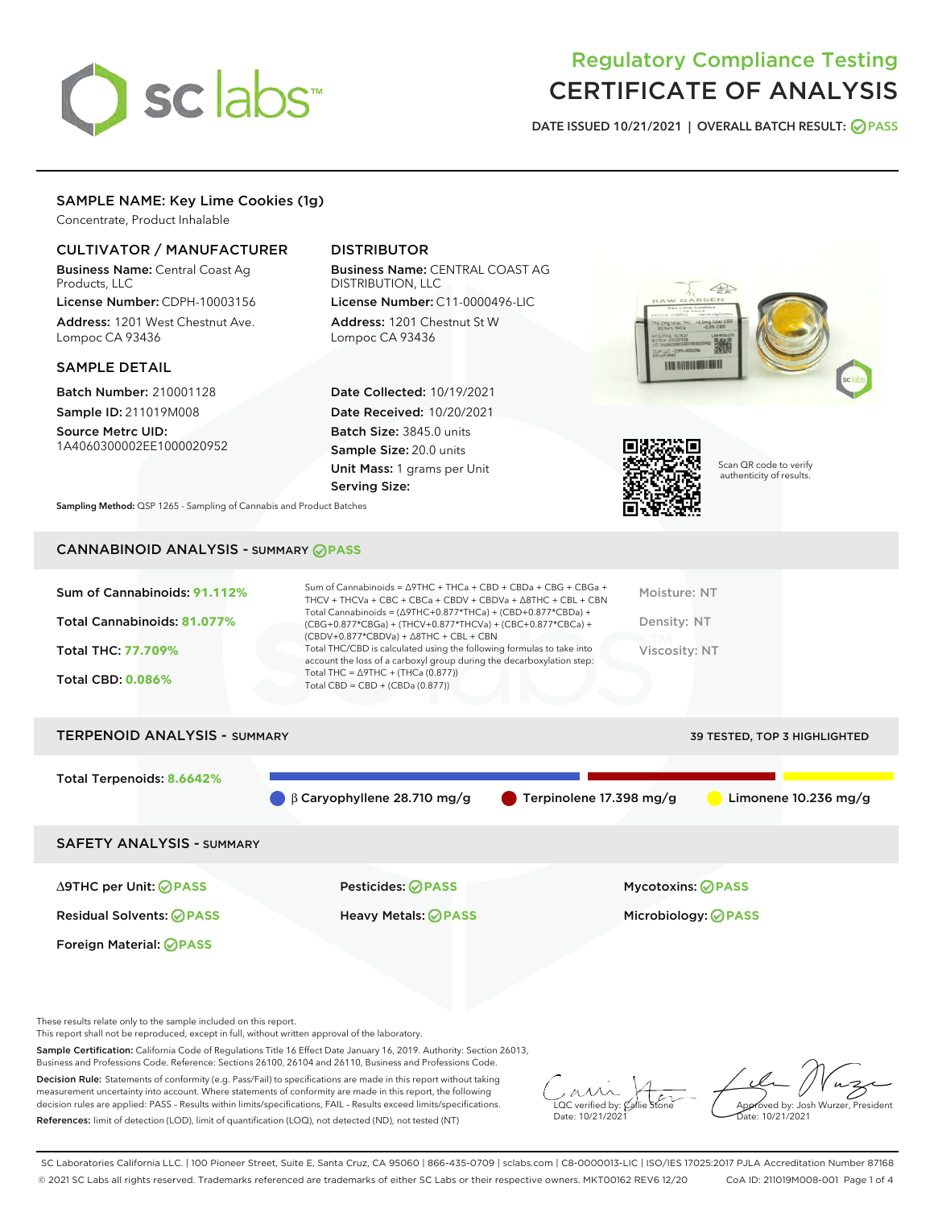# Regulatory Compliance Testing
# CERTIFICATE OF ANALYSIS

DATE ISSUED 10/21/2021 | OVERALL BATCH RESULT: PASS

## SAMPLE NAME: Key Lime Cookies (1g)

Concentrate, Product Inhalable

### CULTIVATOR / MANUFACTURER

**Business Name:** Central Coast Ag Products, LLC
**License Number:** CDPH-10003156
**Address:** 1201 West Chestnut Ave. Lompoc CA 93436

### DISTRIBUTOR

**Business Name:** CENTRAL COAST AG DISTRIBUTION, LLC
**License Number:** C11-0000496-LIC
**Address:** 1201 Chestnut St W Lompoc CA 93436

### SAMPLE DETAIL

**Batch Number:** 210001128
**Sample ID:** 211019M008
**Source Metrc UID:** 1A4060300002EE1000020952

**Date Collected:** 10/19/2021
**Date Received:** 10/20/2021
**Batch Size:** 3845.0 units
**Sample Size:** 20.0 units
**Unit Mass:** 1 grams per Unit
**Serving Size:**

Scan QR code to verify authenticity of results.

**Sampling Method:** QSP 1265 - Sampling of Cannabis and Product Batches

## CANNABINOID ANALYSIS - SUMMARY PASS

Sum of Cannabinoids: **91.112%**
Total Cannabinoids: **81.077%**
Total THC: **77.709%**
Total CBD: **0.086%**

Sum of Cannabinoids = Δ9THC + THCa + CBD + CBDa + CBG + CBGa + THCV + THCVa + CBC + CBCa + CBDV + CBDVa + Δ8THC + CBL + CBN
Total Cannabinoids = (Δ9THC+0.877*THCa) + (CBD+0.877*CBDa) + (CBG+0.877*CBGa) + (THCV+0.877*THCVa) + (CBC+0.877*CBCa) + (CBDV+0.877*CBDVa) + Δ8THC + CBL + CBN
Total THC/CBD is calculated using the following formulas to take into account the loss of a carboxyl group during the decarboxylation step:
Total THC = Δ9THC + (THCa (0.877))
Total CBD = CBD + (CBDa (0.877))

Moisture: NT
Density: NT
Viscosity: NT

## TERPENOID ANALYSIS - SUMMARY

39 TESTED, TOP 3 HIGHLIGHTED

Total Terpenoids: **8.6642%**

β Caryophyllene 28.710 mg/g | Terpinolene 17.398 mg/g | Limonene 10.236 mg/g

## SAFETY ANALYSIS - SUMMARY

| | | |
|---|---|---|
| Δ9THC per Unit: PASS | Pesticides: PASS | Mycotoxins: PASS |
| Residual Solvents: PASS | Heavy Metals: PASS | Microbiology: PASS |
| Foreign Material: PASS | | |

These results relate only to the sample included on this report.
This report shall not be reproduced, except in full, without written approval of the laboratory.

**Sample Certification:** California Code of Regulations Title 16 Effect Date January 16, 2019. Authority: Section 26013, Business and Professions Code. Reference: Sections 26100, 26104 and 26110, Business and Professions Code.

**Decision Rule:** Statements of conformity (e.g. Pass/Fail) to specifications are made in this report without taking measurement uncertainty into account. Where statements of conformity are made in this report, the following decision rules are applied: PASS – Results within limits/specifications, FAIL – Results exceed limits/specifications.

**References:** limit of detection (LOD), limit of quantification (LOQ), not detected (ND), not tested (NT)

LQC verified by: Callie Stone
Date: 10/21/2021

Approved by: Josh Wurzer, President
Date: 10/21/2021

SC Laboratories California LLC. | 100 Pioneer Street, Suite E, Santa Cruz, CA 95060 | 866-435-0709 | sclabs.com | C8-0000013-LIC | ISO/IES 17025:2017 PJLA Accreditation Number 87168
© 2021 SC Labs all rights reserved. Trademarks referenced are trademarks of either SC Labs or their respective owners. MKT00162 REV6 12/20 CoA ID: 211019M008-001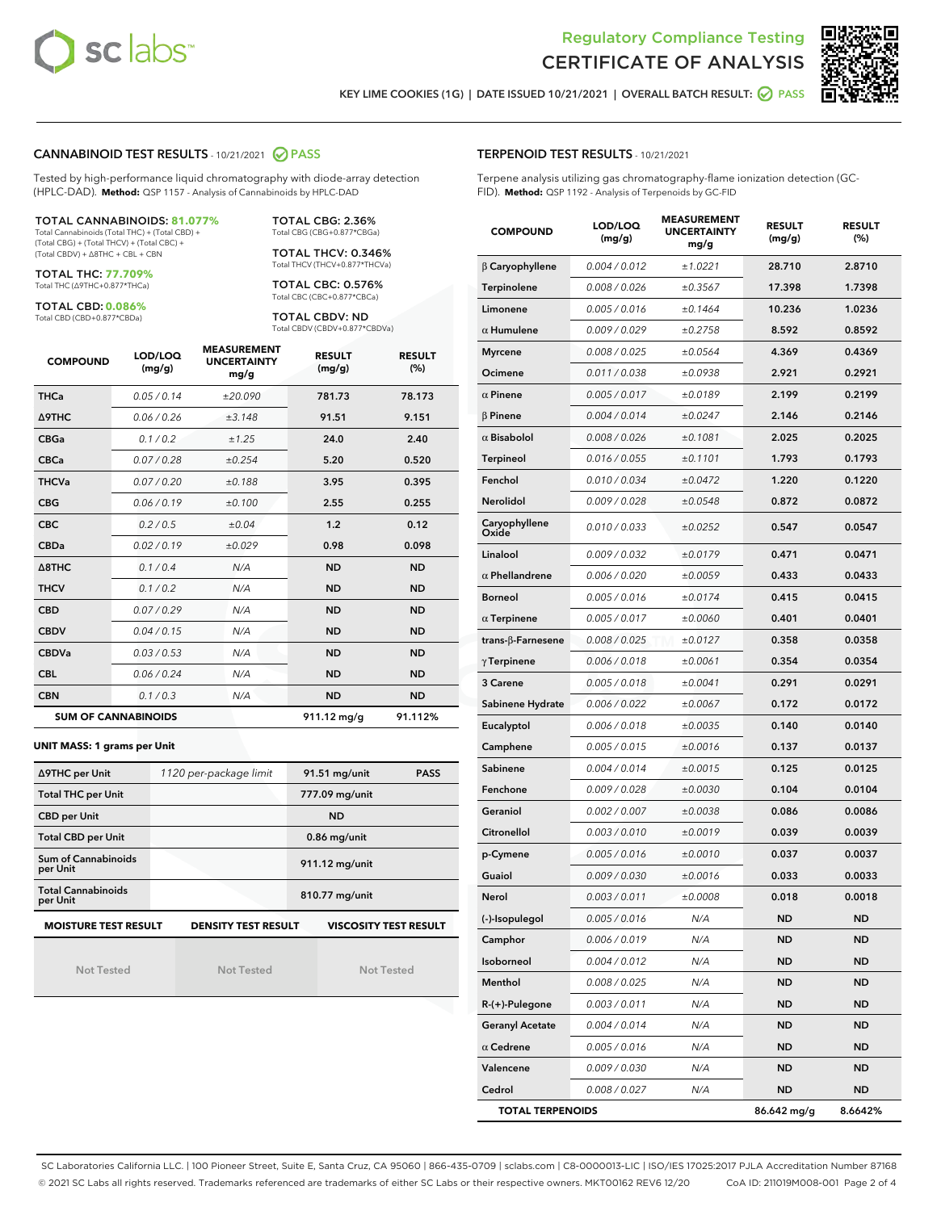# Regulatory Compliance Testing
# CERTIFICATE OF ANALYSIS

KEY LIME COOKIES (1G) | DATE ISSUED 10/21/2021 | OVERALL BATCH RESULT: PASS

## CANNABINOID TEST RESULTS - 10/21/2021 PASS

Tested by high-performance liquid chromatography with diode-array detection (HPLC-DAD). **Method:** QSP 1157 - Analysis of Cannabinoids by HPLC-DAD

**TOTAL CANNABINOIDS: 81.077%**
Total Cannabinoids (Total THC) + (Total CBD) + (Total CBG) + (Total THCV) + (Total CBC) + (Total CBDV) + Δ8THC + CBL + CBN

**TOTAL THC: 77.709%**
Total THC (Δ9THC+0.877*THCa)

**TOTAL CBD: 0.086%**
Total CBD (CBD+0.877*CBDa)

**TOTAL CBG: 2.36%**
Total CBG (CBG+0.877*CBGa)

**TOTAL THCV: 0.346%**
Total THCV (THCV+0.877*THCVa)

**TOTAL CBC: 0.576%**
Total CBC (CBC+0.877*CBCa)

**TOTAL CBDV: ND**
Total CBDV (CBDV+0.877*CBDVa)

| COMPOUND | LOD/LOQ (mg/g) | MEASUREMENT UNCERTAINTY mg/g | RESULT (mg/g) | RESULT (%) |
|---|---|---|---|---|
| THCa | 0.05 / 0.14 | ±20.090 | 781.73 | 78.173 |
| Δ9THC | 0.06 / 0.26 | ±3.148 | 91.51 | 9.151 |
| CBGa | 0.1 / 0.2 | ±1.25 | 24.0 | 2.40 |
| CBCa | 0.07 / 0.28 | ±0.254 | 5.20 | 0.520 |
| THCVa | 0.07 / 0.20 | ±0.188 | 3.95 | 0.395 |
| CBG | 0.06 / 0.19 | ±0.100 | 2.55 | 0.255 |
| CBC | 0.2 / 0.5 | ±0.04 | 1.2 | 0.12 |
| CBDa | 0.02 / 0.19 | ±0.029 | 0.98 | 0.098 |
| Δ8THC | 0.1 / 0.4 | N/A | ND | ND |
| THCV | 0.1 / 0.2 | N/A | ND | ND |
| CBD | 0.07 / 0.29 | N/A | ND | ND |
| CBDV | 0.04 / 0.15 | N/A | ND | ND |
| CBDVa | 0.03 / 0.53 | N/A | ND | ND |
| CBL | 0.06 / 0.24 | N/A | ND | ND |
| CBN | 0.1 / 0.3 | N/A | ND | ND |
| **SUM OF CANNABINOIDS** | | | 911.12 mg/g | 91.112% |

**UNIT MASS: 1 grams per Unit**

| | | | |
|---|---|---|---|
| Δ9THC per Unit | 1120 per-package limit | 91.51 mg/unit | PASS |
| Total THC per Unit | | 777.09 mg/unit | |
| CBD per Unit | | ND | |
| Total CBD per Unit | | 0.86 mg/unit | |
| Sum of Cannabinoids per Unit | | 911.12 mg/unit | |
| Total Cannabinoids per Unit | | 810.77 mg/unit | |

| MOISTURE TEST RESULT | DENSITY TEST RESULT | VISCOSITY TEST RESULT |
|---|---|---|
| Not Tested | Not Tested | Not Tested |

## TERPENOID TEST RESULTS - 10/21/2021

Terpene analysis utilizing gas chromatography-flame ionization detection (GC-FID). **Method:** QSP 1192 - Analysis of Terpenoids by GC-FID

| COMPOUND | LOD/LOQ (mg/g) | MEASUREMENT UNCERTAINTY mg/g | RESULT (mg/g) | RESULT (%) |
|---|---|---|---|---|
| β Caryophyllene | 0.004 / 0.012 | ±1.0221 | 28.710 | 2.8710 |
| Terpinolene | 0.008 / 0.026 | ±0.3567 | 17.398 | 1.7398 |
| Limonene | 0.005 / 0.016 | ±0.1464 | 10.236 | 1.0236 |
| α Humulene | 0.009 / 0.029 | ±0.2758 | 8.592 | 0.8592 |
| Myrcene | 0.008 / 0.025 | ±0.0564 | 4.369 | 0.4369 |
| Ocimene | 0.011 / 0.038 | ±0.0938 | 2.921 | 0.2921 |
| α Pinene | 0.005 / 0.017 | ±0.0189 | 2.199 | 0.2199 |
| β Pinene | 0.004 / 0.014 | ±0.0247 | 2.146 | 0.2146 |
| α Bisabolol | 0.008 / 0.026 | ±0.1081 | 2.025 | 0.2025 |
| Terpineol | 0.016 / 0.055 | ±0.1101 | 1.793 | 0.1793 |
| Fenchol | 0.010 / 0.034 | ±0.0472 | 1.220 | 0.1220 |
| Nerolidol | 0.009 / 0.028 | ±0.0548 | 0.872 | 0.0872 |
| Caryophyllene Oxide | 0.010 / 0.033 | ±0.0252 | 0.547 | 0.0547 |
| Linalool | 0.009 / 0.032 | ±0.0179 | 0.471 | 0.0471 |
| α Phellandrene | 0.006 / 0.020 | ±0.0059 | 0.433 | 0.0433 |
| Borneol | 0.005 / 0.016 | ±0.0174 | 0.415 | 0.0415 |
| α Terpinene | 0.005 / 0.017 | ±0.0060 | 0.401 | 0.0401 |
| trans-β-Farnesene | 0.008 / 0.025 | ±0.0127 | 0.358 | 0.0358 |
| γ Terpinene | 0.006 / 0.018 | ±0.0061 | 0.354 | 0.0354 |
| 3 Carene | 0.005 / 0.018 | ±0.0041 | 0.291 | 0.0291 |
| Sabinene Hydrate | 0.006 / 0.022 | ±0.0067 | 0.172 | 0.0172 |
| Eucalyptol | 0.006 / 0.018 | ±0.0035 | 0.140 | 0.0140 |
| Camphene | 0.005 / 0.015 | ±0.0016 | 0.137 | 0.0137 |
| Sabinene | 0.004 / 0.014 | ±0.0015 | 0.125 | 0.0125 |
| Fenchone | 0.009 / 0.028 | ±0.0030 | 0.104 | 0.0104 |
| Geraniol | 0.002 / 0.007 | ±0.0038 | 0.086 | 0.0086 |
| Citronellol | 0.003 / 0.010 | ±0.0019 | 0.039 | 0.0039 |
| p-Cymene | 0.005 / 0.016 | ±0.0010 | 0.037 | 0.0037 |
| Guaiol | 0.009 / 0.030 | ±0.0016 | 0.033 | 0.0033 |
| Nerol | 0.003 / 0.011 | ±0.0008 | 0.018 | 0.0018 |
| (-)-Isopulegol | 0.005 / 0.016 | N/A | ND | ND |
| Camphor | 0.006 / 0.019 | N/A | ND | ND |
| Isoborneol | 0.004 / 0.012 | N/A | ND | ND |
| Menthol | 0.008 / 0.025 | N/A | ND | ND |
| R-(+)-Pulegone | 0.003 / 0.011 | N/A | ND | ND |
| Geranyl Acetate | 0.004 / 0.014 | N/A | ND | ND |
| α Cedrene | 0.005 / 0.016 | N/A | ND | ND |
| Valencene | 0.009 / 0.030 | N/A | ND | ND |
| Cedrol | 0.008 / 0.027 | N/A | ND | ND |
| **TOTAL TERPENOIDS** | | | 86.642 mg/g | 8.6642% |

SC Laboratories California LLC. | 100 Pioneer Street, Suite E, Santa Cruz, CA 95060 | 866-435-0709 | sclabs.com | C8-0000013-LIC | ISO/IES 17025:2017 PJLA Accreditation Number 87168
© 2021 SC Labs all rights reserved. Trademarks referenced are trademarks of either SC Labs or their respective owners. MKT00162 REV6 12/20 CoA ID: 211019M008-001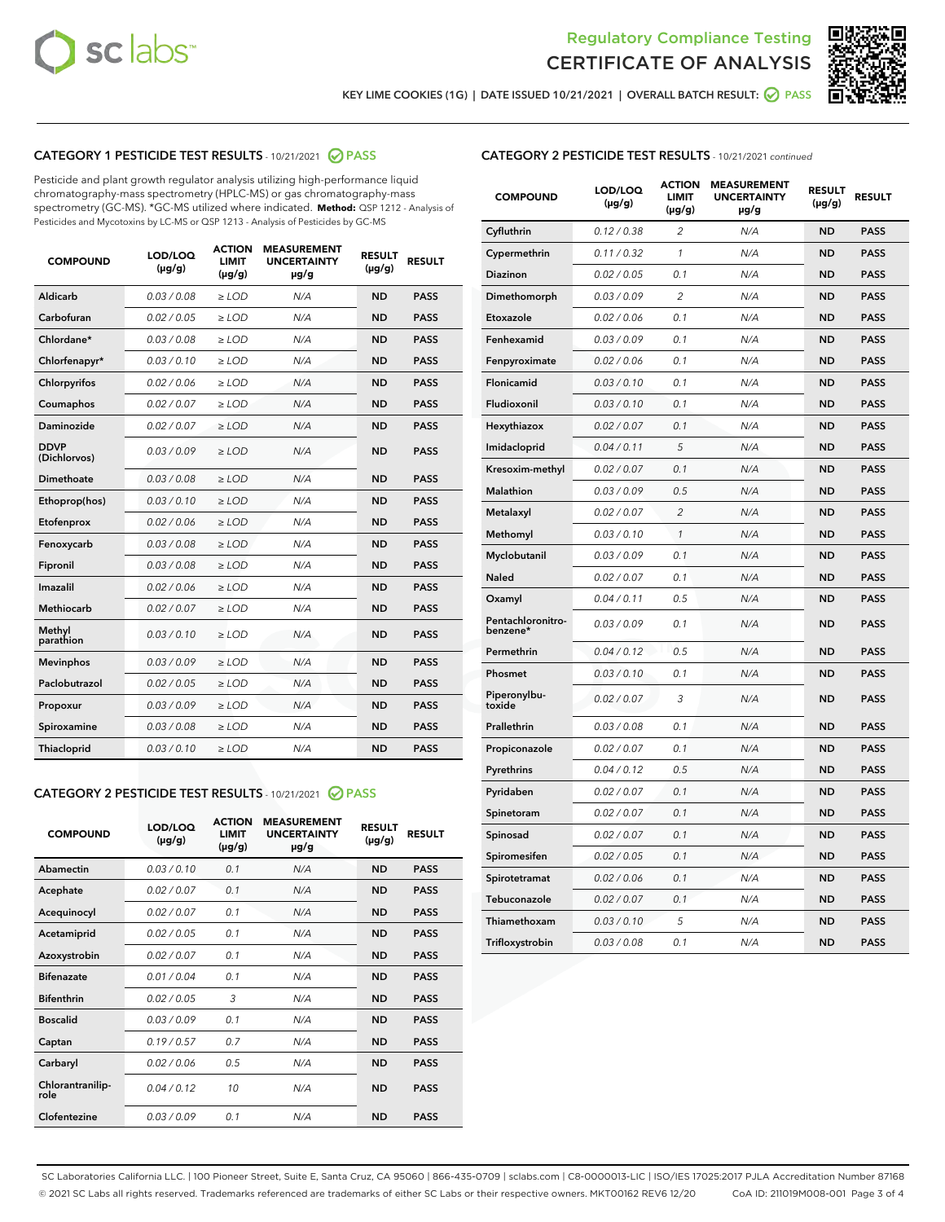Regulatory Compliance Testing
CERTIFICATE OF ANALYSIS

KEY LIME COOKIES (1G) | DATE ISSUED 10/21/2021 | OVERALL BATCH RESULT: PASS

## CATEGORY 1 PESTICIDE TEST RESULTS - 10/21/2021 PASS

Pesticide and plant growth regulator analysis utilizing high-performance liquid chromatography-mass spectrometry (HPLC-MS) or gas chromatography-mass spectrometry (GC-MS). *GC-MS utilized where indicated. **Method:** QSP 1212 - Analysis of Pesticides and Mycotoxins by LC-MS or QSP 1213 - Analysis of Pesticides by GC-MS

| COMPOUND | LOD/LOQ (µg/g) | ACTION LIMIT (µg/g) | MEASUREMENT UNCERTAINTY µg/g | RESULT (µg/g) | RESULT |
|---|---|---|---|---|---|
| Aldicarb | 0.03 / 0.08 | ≥ LOD | N/A | ND | PASS |
| Carbofuran | 0.02 / 0.05 | ≥ LOD | N/A | ND | PASS |
| Chlordane* | 0.03 / 0.08 | ≥ LOD | N/A | ND | PASS |
| Chlorfenapyr* | 0.03 / 0.10 | ≥ LOD | N/A | ND | PASS |
| Chlorpyrifos | 0.02 / 0.06 | ≥ LOD | N/A | ND | PASS |
| Coumaphos | 0.02 / 0.07 | ≥ LOD | N/A | ND | PASS |
| Daminozide | 0.02 / 0.07 | ≥ LOD | N/A | ND | PASS |
| DDVP (Dichlorvos) | 0.03 / 0.09 | ≥ LOD | N/A | ND | PASS |
| Dimethoate | 0.03 / 0.08 | ≥ LOD | N/A | ND | PASS |
| Ethoprop(hos) | 0.03 / 0.10 | ≥ LOD | N/A | ND | PASS |
| Etofenprox | 0.02 / 0.06 | ≥ LOD | N/A | ND | PASS |
| Fenoxycarb | 0.03 / 0.08 | ≥ LOD | N/A | ND | PASS |
| Fipronil | 0.03 / 0.08 | ≥ LOD | N/A | ND | PASS |
| Imazalil | 0.02 / 0.06 | ≥ LOD | N/A | ND | PASS |
| Methiocarb | 0.02 / 0.07 | ≥ LOD | N/A | ND | PASS |
| Methyl parathion | 0.03 / 0.10 | ≥ LOD | N/A | ND | PASS |
| Mevinphos | 0.03 / 0.09 | ≥ LOD | N/A | ND | PASS |
| Paclobutrazol | 0.02 / 0.05 | ≥ LOD | N/A | ND | PASS |
| Propoxur | 0.03 / 0.09 | ≥ LOD | N/A | ND | PASS |
| Spiroxamine | 0.03 / 0.08 | ≥ LOD | N/A | ND | PASS |
| Thiacloprid | 0.03 / 0.10 | ≥ LOD | N/A | ND | PASS |

## CATEGORY 2 PESTICIDE TEST RESULTS - 10/21/2021 PASS

| COMPOUND | LOD/LOQ (µg/g) | ACTION LIMIT (µg/g) | MEASUREMENT UNCERTAINTY µg/g | RESULT (µg/g) | RESULT |
|---|---|---|---|---|---|
| Abamectin | 0.03 / 0.10 | 0.1 | N/A | ND | PASS |
| Acephate | 0.02 / 0.07 | 0.1 | N/A | ND | PASS |
| Acequinocyl | 0.02 / 0.07 | 0.1 | N/A | ND | PASS |
| Acetamiprid | 0.02 / 0.05 | 0.1 | N/A | ND | PASS |
| Azoxystrobin | 0.02 / 0.07 | 0.1 | N/A | ND | PASS |
| Bifenazate | 0.01 / 0.04 | 0.1 | N/A | ND | PASS |
| Bifenthrin | 0.02 / 0.05 | 3 | N/A | ND | PASS |
| Boscalid | 0.03 / 0.09 | 0.1 | N/A | ND | PASS |
| Captan | 0.19 / 0.57 | 0.7 | N/A | ND | PASS |
| Carbaryl | 0.02 / 0.06 | 0.5 | N/A | ND | PASS |
| Chlorantraniliprole | 0.04 / 0.12 | 10 | N/A | ND | PASS |
| Clofentezine | 0.03 / 0.09 | 0.1 | N/A | ND | PASS |
| Cyfluthrin | 0.12 / 0.38 | 2 | N/A | ND | PASS |
| Cypermethrin | 0.11 / 0.32 | 1 | N/A | ND | PASS |
| Diazinon | 0.02 / 0.05 | 0.1 | N/A | ND | PASS |
| Dimethomorph | 0.03 / 0.09 | 2 | N/A | ND | PASS |
| Etoxazole | 0.02 / 0.06 | 0.1 | N/A | ND | PASS |
| Fenhexamid | 0.03 / 0.09 | 0.1 | N/A | ND | PASS |
| Fenpyroximate | 0.02 / 0.06 | 0.1 | N/A | ND | PASS |
| Flonicamid | 0.03 / 0.10 | 0.1 | N/A | ND | PASS |
| Fludioxonil | 0.03 / 0.10 | 0.1 | N/A | ND | PASS |
| Hexythiazox | 0.02 / 0.07 | 0.1 | N/A | ND | PASS |
| Imidacloprid | 0.04 / 0.11 | 5 | N/A | ND | PASS |
| Kresoxim-methyl | 0.02 / 0.07 | 0.1 | N/A | ND | PASS |
| Malathion | 0.03 / 0.09 | 0.5 | N/A | ND | PASS |
| Metalaxyl | 0.02 / 0.07 | 2 | N/A | ND | PASS |
| Methomyl | 0.03 / 0.10 | 1 | N/A | ND | PASS |
| Myclobutanil | 0.03 / 0.09 | 0.1 | N/A | ND | PASS |
| Naled | 0.02 / 0.07 | 0.1 | N/A | ND | PASS |
| Oxamyl | 0.04 / 0.11 | 0.5 | N/A | ND | PASS |
| Pentachloronitrobenzene* | 0.03 / 0.09 | 0.1 | N/A | ND | PASS |
| Permethrin | 0.04 / 0.12 | 0.5 | N/A | ND | PASS |
| Phosmet | 0.03 / 0.10 | 0.1 | N/A | ND | PASS |
| Piperonylbutoxide | 0.02 / 0.07 | 3 | N/A | ND | PASS |
| Prallethrin | 0.03 / 0.08 | 0.1 | N/A | ND | PASS |
| Propiconazole | 0.02 / 0.07 | 0.1 | N/A | ND | PASS |
| Pyrethrins | 0.04 / 0.12 | 0.5 | N/A | ND | PASS |
| Pyridaben | 0.02 / 0.07 | 0.1 | N/A | ND | PASS |
| Spinetoram | 0.02 / 0.07 | 0.1 | N/A | ND | PASS |
| Spinosad | 0.02 / 0.07 | 0.1 | N/A | ND | PASS |
| Spiromesifen | 0.02 / 0.05 | 0.1 | N/A | ND | PASS |
| Spirotetramat | 0.02 / 0.06 | 0.1 | N/A | ND | PASS |
| Tebuconazole | 0.02 / 0.07 | 0.1 | N/A | ND | PASS |
| Thiamethoxam | 0.03 / 0.10 | 5 | N/A | ND | PASS |
| Trifloxystrobin | 0.03 / 0.08 | 0.1 | N/A | ND | PASS |

SC Laboratories California LLC. | 100 Pioneer Street, Suite E, Santa Cruz, CA 95060 | 866-435-0709 | sclabs.com | C8-0000013-LIC | ISO/IES 17025:2017 PJLA Accreditation Number 87168
© 2021 SC Labs all rights reserved. Trademarks referenced are trademarks of either SC Labs or their respective owners. MKT00162 REV6 12/20 CoA ID: 211019M008-001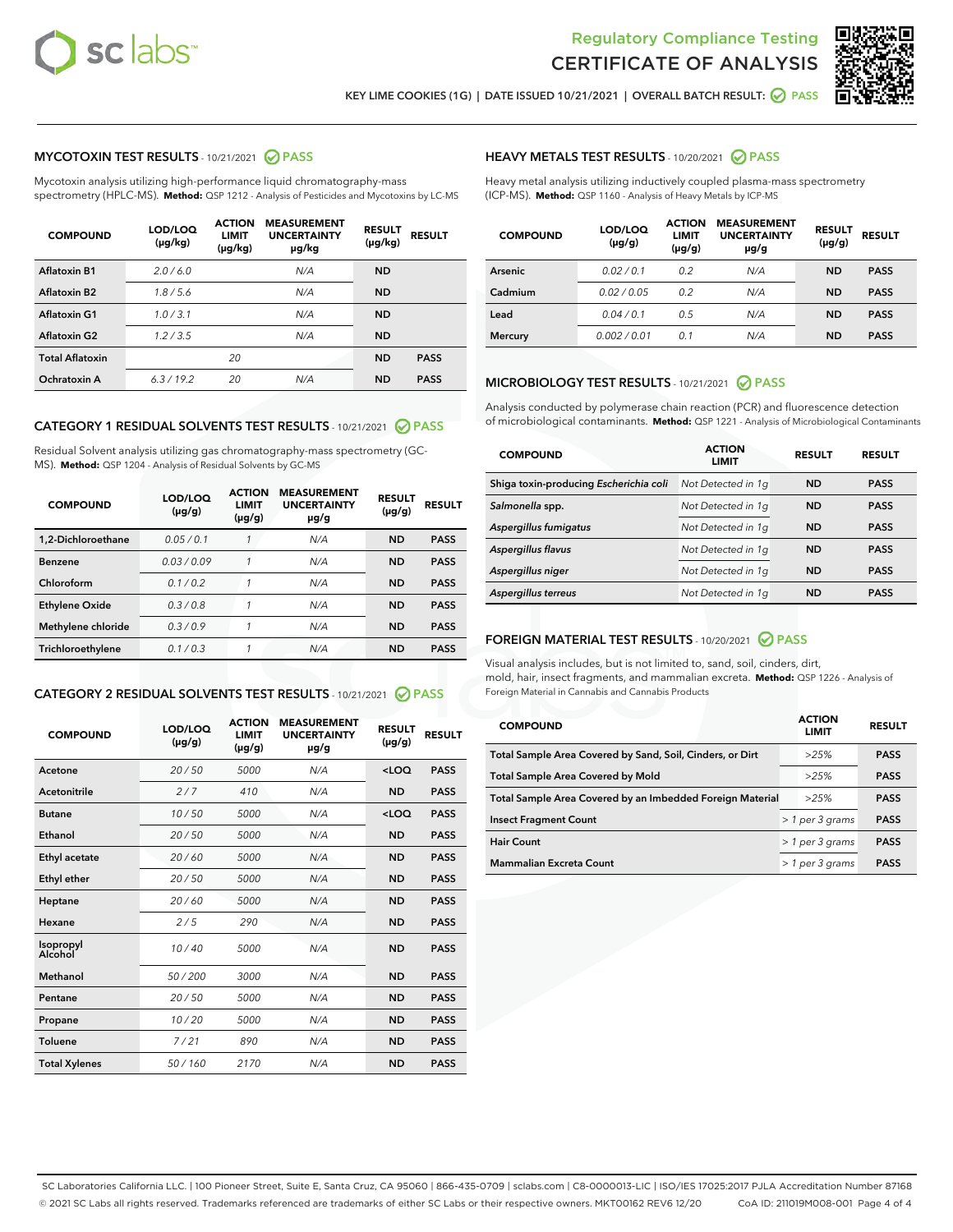Regulatory Compliance Testing

# CERTIFICATE OF ANALYSIS

KEY LIME COOKIES (1G) | DATE ISSUED 10/21/2021 | OVERALL BATCH RESULT: PASS

## MYCOTOXIN TEST RESULTS - 10/21/2021 PASS

Mycotoxin analysis utilizing high-performance liquid chromatography-mass spectrometry (HPLC-MS). **Method:** QSP 1212 - Analysis of Pesticides and Mycotoxins by LC-MS

| COMPOUND | LOD/LOQ (μg/kg) | ACTION LIMIT (μg/kg) | MEASUREMENT UNCERTAINTY μg/kg | RESULT (μg/kg) | RESULT |
|---|---|---|---|---|---|
| Aflatoxin B1 | 2.0 / 6.0 | | N/A | ND | |
| Aflatoxin B2 | 1.8 / 5.6 | | N/A | ND | |
| Aflatoxin G1 | 1.0 / 3.1 | | N/A | ND | |
| Aflatoxin G2 | 1.2 / 3.5 | | N/A | ND | |
| Total Aflatoxin | | 20 | | ND | PASS |
| Ochratoxin A | 6.3 / 19.2 | 20 | N/A | ND | PASS |

## CATEGORY 1 RESIDUAL SOLVENTS TEST RESULTS - 10/21/2021 PASS

Residual Solvent analysis utilizing gas chromatography-mass spectrometry (GC-MS). **Method:** QSP 1204 - Analysis of Residual Solvents by GC-MS

| COMPOUND | LOD/LOQ (μg/g) | ACTION LIMIT (μg/g) | MEASUREMENT UNCERTAINTY μg/g | RESULT (μg/g) | RESULT |
|---|---|---|---|---|---|
| 1,2-Dichloroethane | 0.05 / 0.1 | 1 | N/A | ND | PASS |
| Benzene | 0.03 / 0.09 | 1 | N/A | ND | PASS |
| Chloroform | 0.1 / 0.2 | 1 | N/A | ND | PASS |
| Ethylene Oxide | 0.3 / 0.8 | 1 | N/A | ND | PASS |
| Methylene chloride | 0.3 / 0.9 | 1 | N/A | ND | PASS |
| Trichloroethylene | 0.1 / 0.3 | 1 | N/A | ND | PASS |

## CATEGORY 2 RESIDUAL SOLVENTS TEST RESULTS - 10/21/2021 PASS

| COMPOUND | LOD/LOQ (μg/g) | ACTION LIMIT (μg/g) | MEASUREMENT UNCERTAINTY μg/g | RESULT (μg/g) | RESULT |
|---|---|---|---|---|---|
| Acetone | 20 / 50 | 5000 | N/A | <LOQ | PASS |
| Acetonitrile | 2 / 7 | 410 | N/A | ND | PASS |
| Butane | 10 / 50 | 5000 | N/A | <LOQ | PASS |
| Ethanol | 20 / 50 | 5000 | N/A | ND | PASS |
| Ethyl acetate | 20 / 60 | 5000 | N/A | ND | PASS |
| Ethyl ether | 20 / 50 | 5000 | N/A | ND | PASS |
| Heptane | 20 / 60 | 5000 | N/A | ND | PASS |
| Hexane | 2 / 5 | 290 | N/A | ND | PASS |
| Isopropyl Alcohol | 10 / 40 | 5000 | N/A | ND | PASS |
| Methanol | 50 / 200 | 3000 | N/A | ND | PASS |
| Pentane | 20 / 50 | 5000 | N/A | ND | PASS |
| Propane | 10 / 20 | 5000 | N/A | ND | PASS |
| Toluene | 7 / 21 | 890 | N/A | ND | PASS |
| Total Xylenes | 50 / 160 | 2170 | N/A | ND | PASS |

## HEAVY METALS TEST RESULTS - 10/20/2021 PASS

Heavy metal analysis utilizing inductively coupled plasma-mass spectrometry (ICP-MS). **Method:** QSP 1160 - Analysis of Heavy Metals by ICP-MS

| COMPOUND | LOD/LOQ (μg/g) | ACTION LIMIT (μg/g) | MEASUREMENT UNCERTAINTY μg/g | RESULT (μg/g) | RESULT |
|---|---|---|---|---|---|
| Arsenic | 0.02 / 0.1 | 0.2 | N/A | ND | PASS |
| Cadmium | 0.02 / 0.05 | 0.2 | N/A | ND | PASS |
| Lead | 0.04 / 0.1 | 0.5 | N/A | ND | PASS |
| Mercury | 0.002 / 0.01 | 0.1 | N/A | ND | PASS |

## MICROBIOLOGY TEST RESULTS - 10/21/2021 PASS

Analysis conducted by polymerase chain reaction (PCR) and fluorescence detection of microbiological contaminants. **Method:** QSP 1221 - Analysis of Microbiological Contaminants

| COMPOUND | ACTION LIMIT | RESULT | RESULT |
|---|---|---|---|
| Shiga toxin-producing *Escherichia coli* | Not Detected in 1g | ND | PASS |
| *Salmonella* spp. | Not Detected in 1g | ND | PASS |
| *Aspergillus fumigatus* | Not Detected in 1g | ND | PASS |
| *Aspergillus flavus* | Not Detected in 1g | ND | PASS |
| *Aspergillus niger* | Not Detected in 1g | ND | PASS |
| *Aspergillus terreus* | Not Detected in 1g | ND | PASS |

## FOREIGN MATERIAL TEST RESULTS - 10/20/2021 PASS

Visual analysis includes, but is not limited to, sand, soil, cinders, dirt, mold, hair, insect fragments, and mammalian excreta. **Method:** QSP 1226 - Analysis of Foreign Material in Cannabis and Cannabis Products

| COMPOUND | ACTION LIMIT | RESULT |
|---|---|---|
| Total Sample Area Covered by Sand, Soil, Cinders, or Dirt | >25% | PASS |
| Total Sample Area Covered by Mold | >25% | PASS |
| Total Sample Area Covered by an Imbedded Foreign Material | >25% | PASS |
| Insect Fragment Count | > 1 per 3 grams | PASS |
| Hair Count | > 1 per 3 grams | PASS |
| Mammalian Excreta Count | > 1 per 3 grams | PASS |

SC Laboratories California LLC. | 100 Pioneer Street, Suite E, Santa Cruz, CA 95060 | 866-435-0709 | sclabs.com | C8-0000013-LIC | ISO/IES 17025:2017 PJLA Accreditation Number 87168
© 2021 SC Labs all rights reserved. Trademarks referenced are trademarks of either SC Labs or their respective owners. MKT00162 REV6 12/20 CoA ID: 211019M008-001